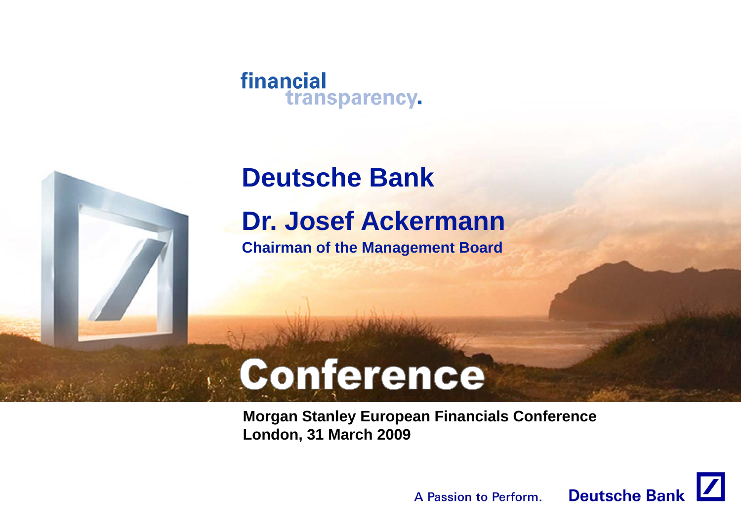financial transparency.

# Deutsche Bank

## Dr. Josef Ackermann

**Chairman of the Management Board**

# Conference

**Morgan Stanley European Financials Conference**
**London, 31 March 2009**

A Passion to Perform. Deutsche Bank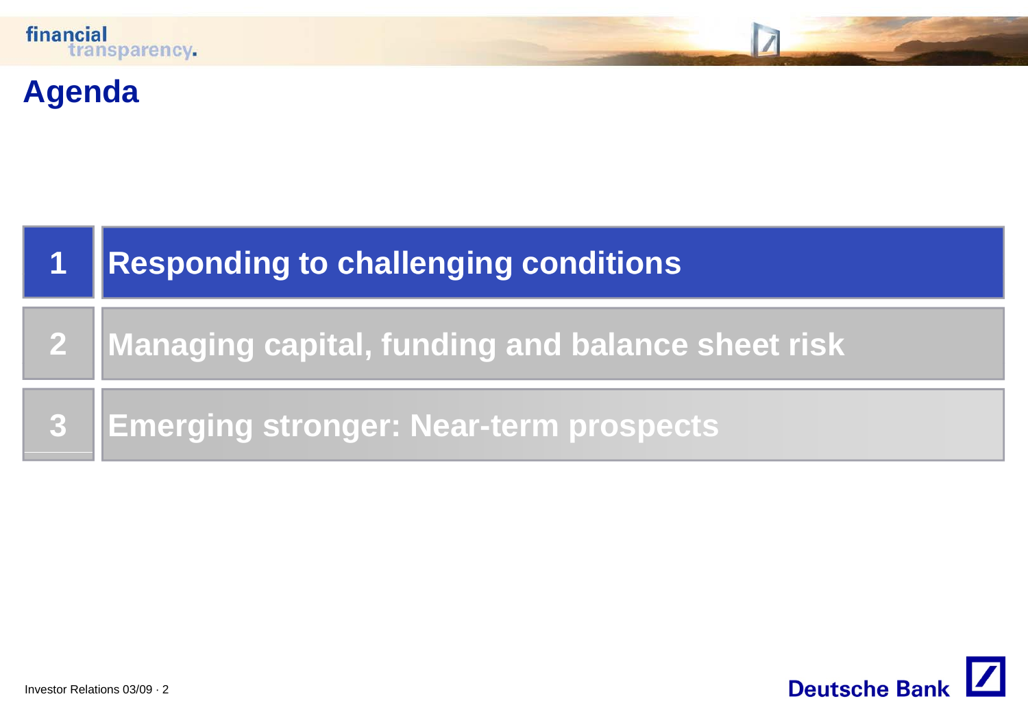# Agenda

1. Responding to challenging conditions
2. Managing capital, funding and balance sheet risk
3. Emerging stronger: Near-term prospects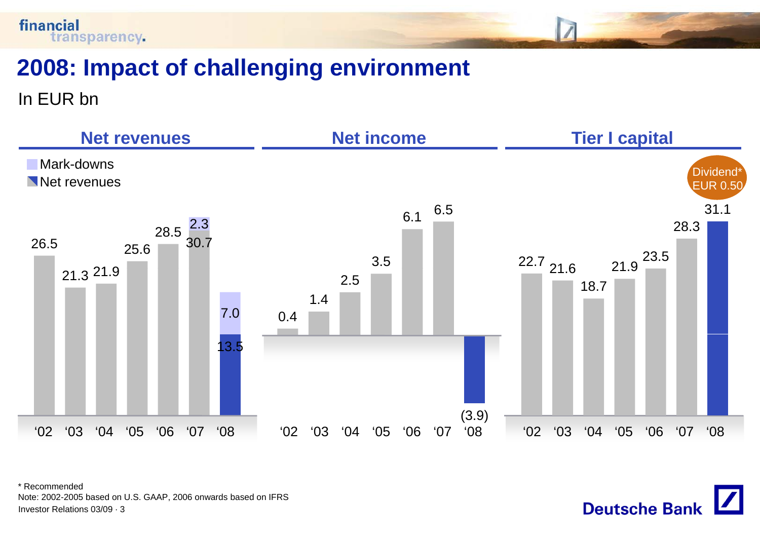# 2008: Impact of challenging environment

In EUR bn

## Net revenues

Legend: Mark-downs; Net revenues

| Year | Net revenues | Mark-downs |
|---|---|---|
| '02 | 26.5 | |
| '03 | 21.3 | |
| '04 | 21.9 | |
| '05 | 25.6 | |
| '06 | 28.5 | |
| '07 | 30.7 | 2.3 |
| '08 | 13.5 | 7.0 |

## Net income

| Year | Net income |
|---|---|
| '02 | 0.4 |
| '03 | 1.4 |
| '04 | 2.5 |
| '05 | 3.5 |
| '06 | 6.1 |
| '07 | 6.5 |
| '08 | (3.9) |

## Tier I capital

| Year | Tier I capital |
|---|---|
| '02 | 22.7 |
| '03 | 21.6 |
| '04 | 18.7 |
| '05 | 21.9 |
| '06 | 23.5 |
| '07 | 28.3 |
| '08 | 31.1 |

Dividend* EUR 0.50

\* Recommended

Note: 2002-2005 based on U.S. GAAP, 2006 onwards based on IFRS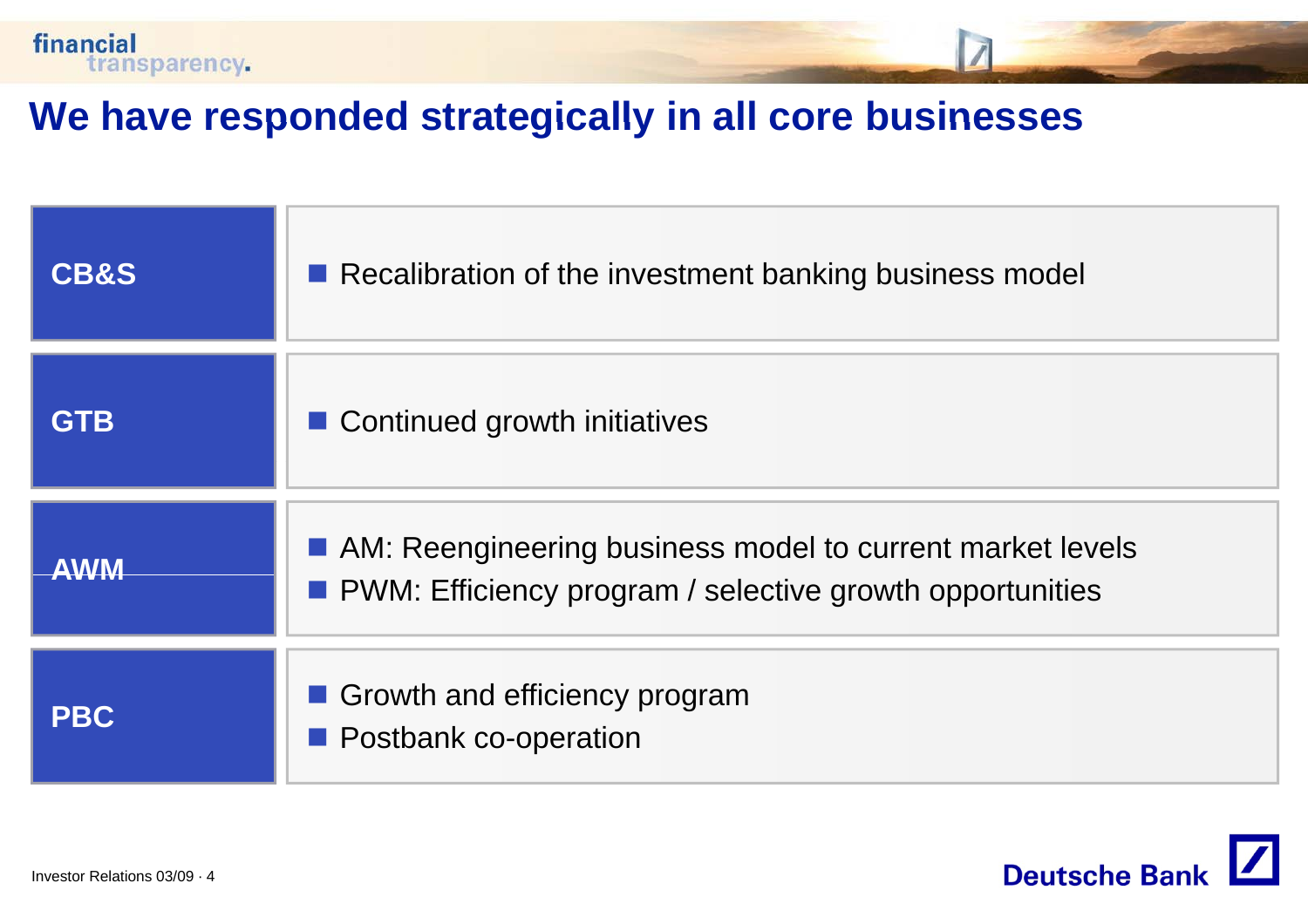# We have responded strategically in all core businesses

| | |
|---|---|
| **CB&S** | ■ Recalibration of the investment banking business model |
| **GTB** | ■ Continued growth initiatives |
| **AWM** | ■ AM: Reengineering business model to current market levels<br>■ PWM: Efficiency program / selective growth opportunities |
| **PBC** | ■ Growth and efficiency program<br>■ Postbank co-operation |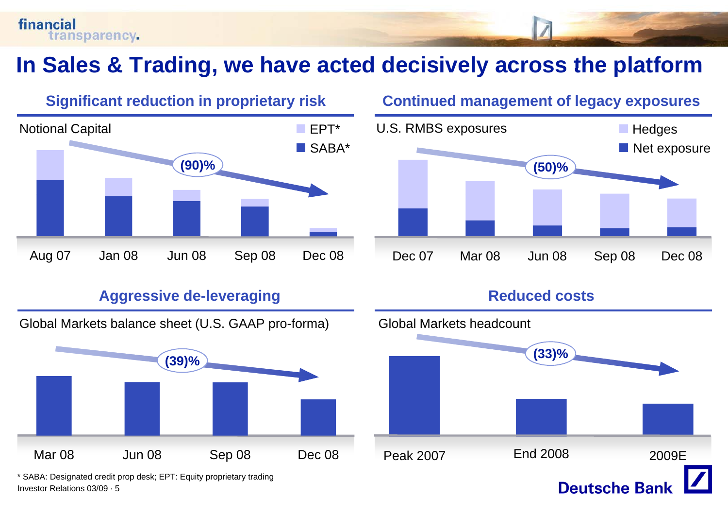# In Sales & Trading, we have acted decisively across the platform

## Significant reduction in proprietary risk

Notional Capital

EPT*
SABA*

(90)%

Aug 07 | Jan 08 | Jun 08 | Sep 08 | Dec 08

## Continued management of legacy exposures

U.S. RMBS exposures

Hedges
Net exposure

(50)%

Dec 07 | Mar 08 | Jun 08 | Sep 08 | Dec 08

## Aggressive de-leveraging

Global Markets balance sheet (U.S. GAAP pro-forma)

(39)%

Mar 08 | Jun 08 | Sep 08 | Dec 08

## Reduced costs

Global Markets headcount

(33)%

Peak 2007 | End 2008 | 2009E

* SABA: Designated credit prop desk; EPT: Equity proprietary trading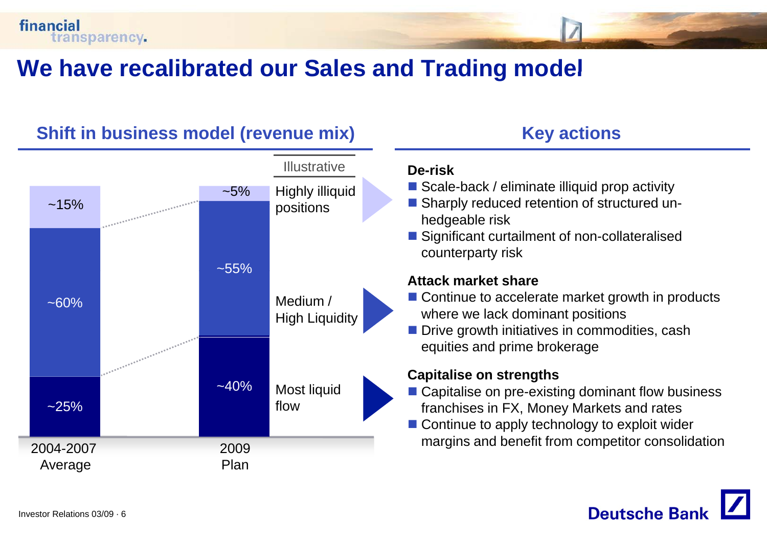# We have recalibrated our Sales and Trading model

## Shift in business model (revenue mix)

Illustrative

| | 2004-2007 Average | 2009 Plan |
|---|---|---|
| Highly illiquid positions | ~15% | ~5% |
| Medium / High Liquidity | ~60% | ~55% |
| Most liquid flow | ~25% | ~40% |

## Key actions

**De-risk**

- Scale-back / eliminate illiquid prop activity
- Sharply reduced retention of structured un-hedgeable risk
- Significant curtailment of non-collateralised counterparty risk

**Attack market share**

- Continue to accelerate market growth in products where we lack dominant positions
- Drive growth initiatives in commodities, cash equities and prime brokerage

**Capitalise on strengths**

- Capitalise on pre-existing dominant flow business franchises in FX, Money Markets and rates
- Continue to apply technology to exploit wider margins and benefit from competitor consolidation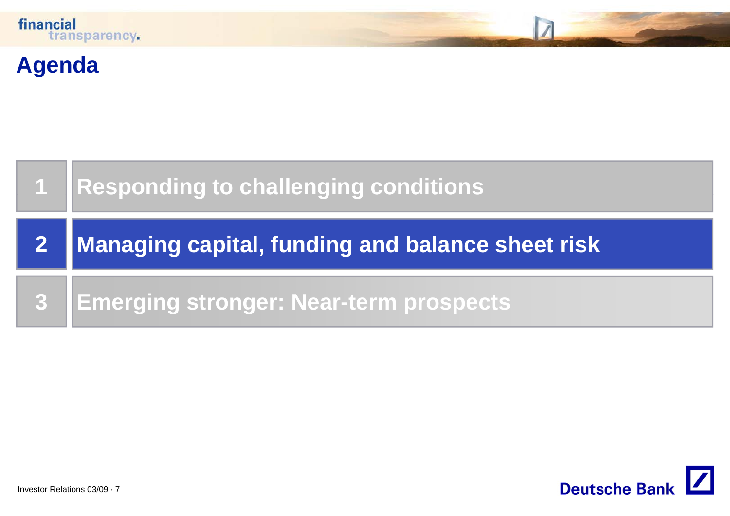# Agenda

1. Responding to challenging conditions
2. **Managing capital, funding and balance sheet risk**
3. Emerging stronger: Near-term prospects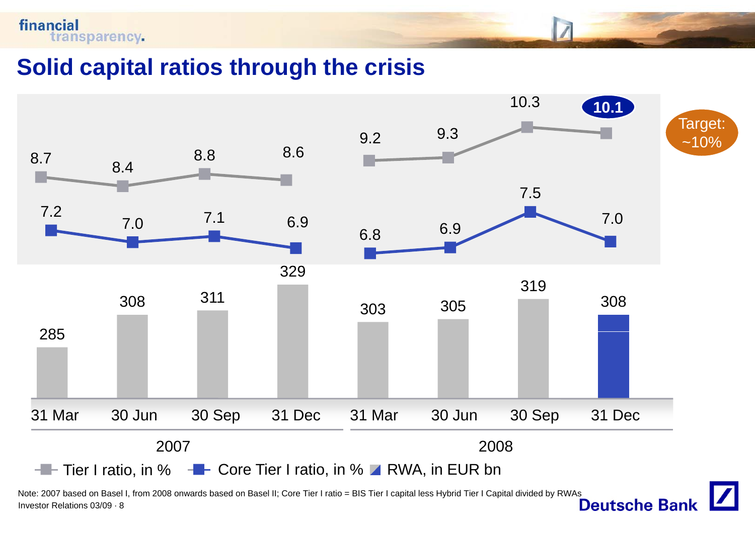# Solid capital ratios through the crisis

| | 2007 | | | | 2008 | | | |
|---|---|---|---|---|---|---|---|---|
| | 31 Mar | 30 Jun | 30 Sep | 31 Dec | 31 Mar | 30 Jun | 30 Sep | 31 Dec |
| Tier I ratio, in % | 8.7 | 8.4 | 8.8 | 8.6 | 9.2 | 9.3 | 10.3 | 10.1 |
| Core Tier I ratio, in % | 7.2 | 7.0 | 7.1 | 6.9 | 6.8 | 6.9 | 7.5 | 7.0 |
| RWA, in EUR bn | 285 | 308 | 311 | 329 | 303 | 305 | 319 | 308 |

Target: ~10%

Note: 2007 based on Basel I, from 2008 onwards based on Basel II; Core Tier I ratio = BIS Tier I capital less Hybrid Tier I Capital divided by RWAs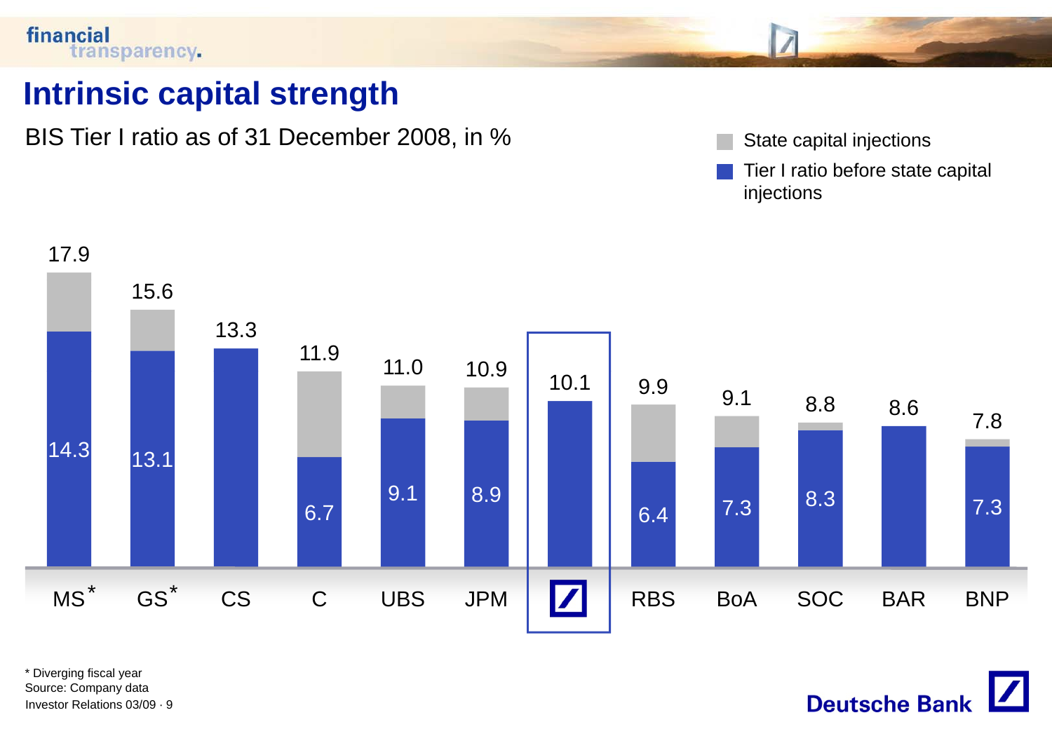# Intrinsic capital strength

BIS Tier I ratio as of 31 December 2008, in %

| Bank | Total Tier I ratio | Tier I ratio before state capital injections |
| --- | --- | --- |
| MS* | 17.9 | 14.3 |
| GS* | 15.6 | 13.1 |
| CS | 13.3 | |
| C | 11.9 | 6.7 |
| UBS | 11.0 | 9.1 |
| JPM | 10.9 | 8.9 |
| Deutsche Bank | 10.1 | |
| RBS | 9.9 | 6.4 |
| BoA | 9.1 | 7.3 |
| SOC | 8.8 | 8.3 |
| BAR | 8.6 | |
| BNP | 7.8 | 7.3 |

Legend: State capital injections; Tier I ratio before state capital injections

* Diverging fiscal year
Source: Company data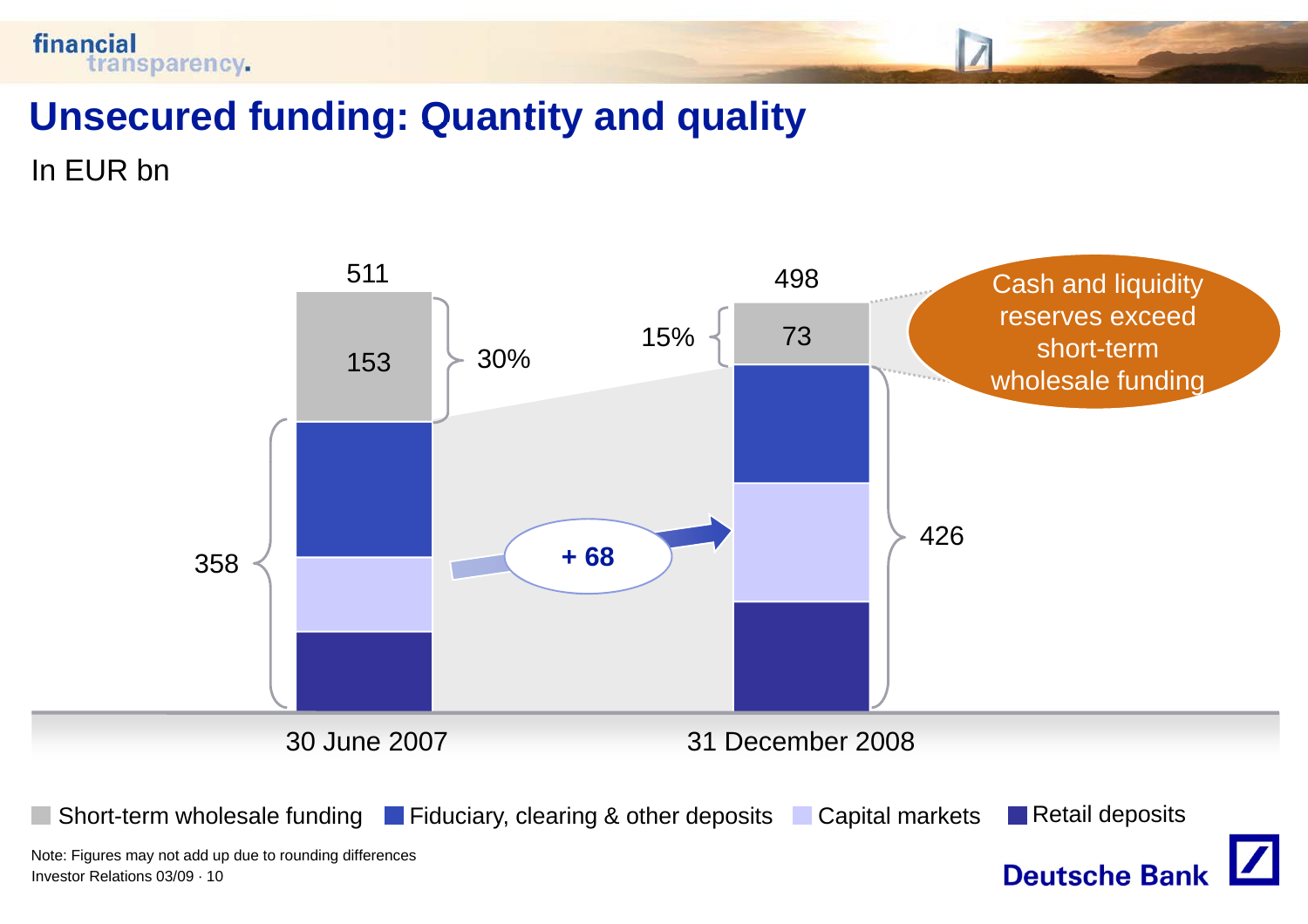# Unsecured funding: Quantity and quality

In EUR bn

| | 30 June 2007 | 31 December 2008 |
|---|---|---|
| Total | 511 | 498 |
| Short-term wholesale funding | 153 (30%) | 73 (15%) |
| Fiduciary, clearing & other deposits + Capital markets + Retail deposits | 358 | 426 |

+ 68

Cash and liquidity reserves exceed short-term wholesale funding

Short-term wholesale funding | Fiduciary, clearing & other deposits | Capital markets | Retail deposits

Note: Figures may not add up due to rounding differences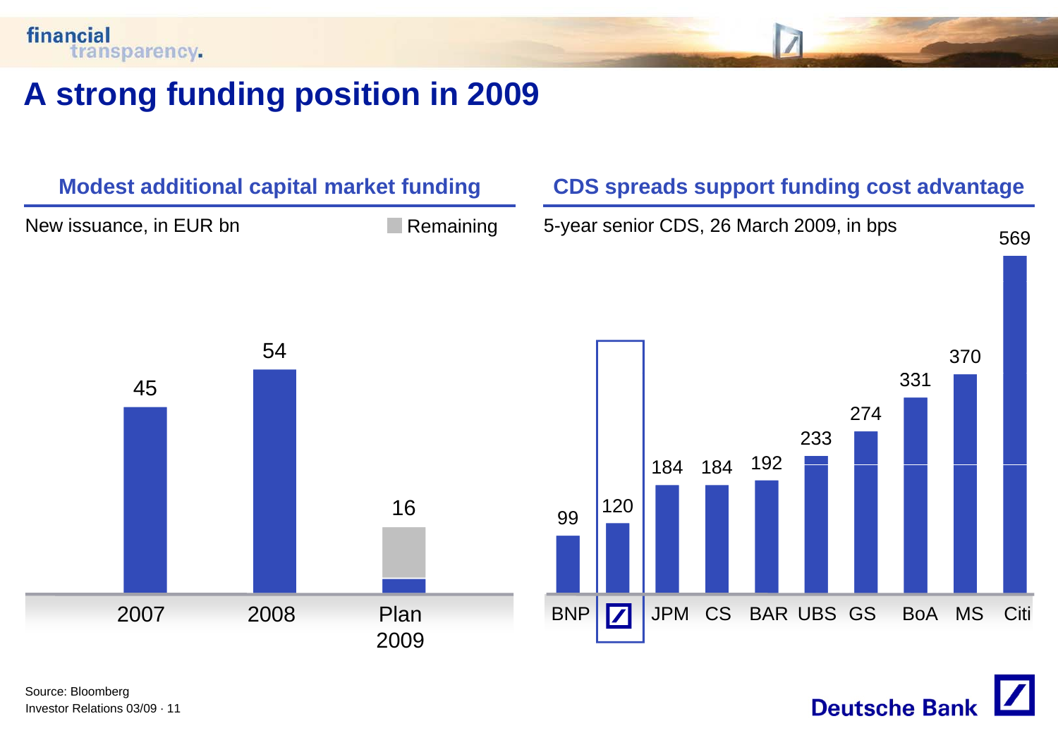# A strong funding position in 2009

## Modest additional capital market funding

New issuance, in EUR bn

| | 2007 | 2008 | Plan 2009 |
|---|---|---|---|
| New issuance | 45 | 54 | 16 (incl. Remaining) |

## CDS spreads support funding cost advantage

5-year senior CDS, 26 March 2009, in bps

| BNP | Deutsche Bank | JPM | CS | BAR | UBS | GS | BoA | MS | Citi |
|---|---|---|---|---|---|---|---|---|---|
| 99 | 120 | 184 | 184 | 192 | 233 | 274 | 331 | 370 | 569 |

Source: Bloomberg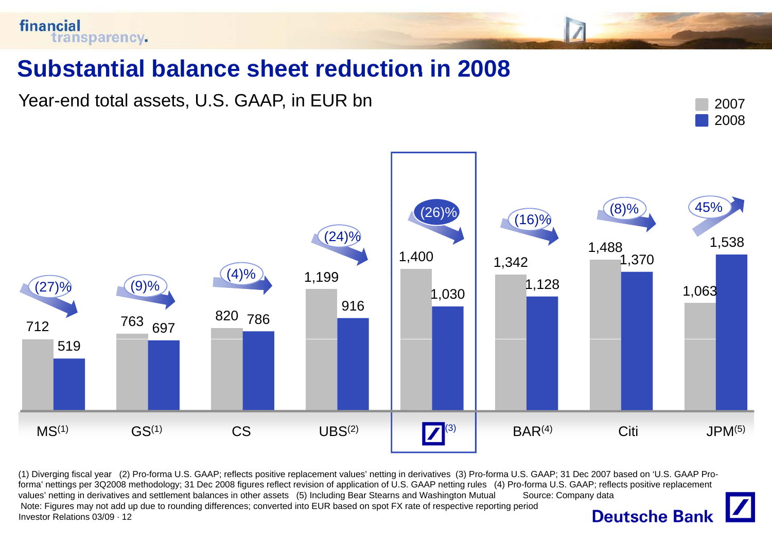# Substantial balance sheet reduction in 2008

Year-end total assets, U.S. GAAP, in EUR bn

| | 2007 | 2008 | Change |
|---|---|---|---|
| MS[1] | 712 | 519 | (27)% |
| GS[1] | 763 | 697 | (9)% |
| CS | 820 | 786 | (4)% |
| UBS[2] | 1,199 | 916 | (24)% |
| Deutsche Bank[3] | 1,400 | 1,030 | (26)% |
| BAR[4] | 1,342 | 1,128 | (16)% |
| Citi | 1,488 | 1,370 | (8)% |
| JPM[5] | 1,063 | 1,538 | 45% |

(1) Diverging fiscal year (2) Pro-forma U.S. GAAP; reflects positive replacement values' netting in derivatives (3) Pro-forma U.S. GAAP; 31 Dec 2007 based on 'U.S. GAAP Pro-forma' nettings per 3Q2008 methodology; 31 Dec 2008 figures reflect revision of application of U.S. GAAP netting rules (4) Pro-forma U.S. GAAP; reflects positive replacement values' netting in derivatives and settlement balances in other assets (5) Including Bear Stearns and Washington Mutual Source: Company data

Note: Figures may not add up due to rounding differences; converted into EUR based on spot FX rate of respective reporting period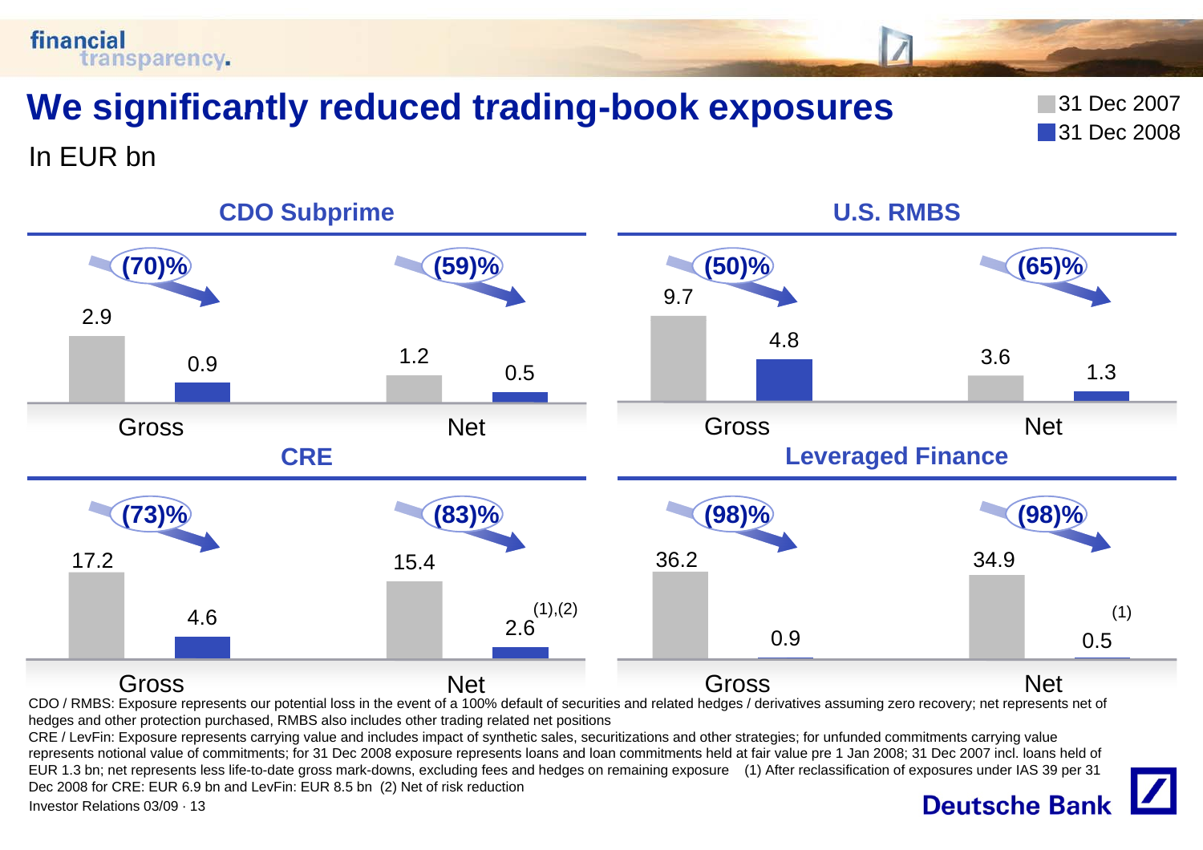# We significantly reduced trading-book exposures

In EUR bn

Legend: 31 Dec 2007 / 31 Dec 2008

## CDO Subprime

| | 31 Dec 2007 | 31 Dec 2008 | Change |
|---|---|---|---|
| Gross | 2.9 | 0.9 | (70)% |
| Net | 1.2 | 0.5 | (59)% |

## U.S. RMBS

| | 31 Dec 2007 | 31 Dec 2008 | Change |
|---|---|---|---|
| Gross | 9.7 | 4.8 | (50)% |
| Net | 3.6 | 1.3 | (65)% |

## CRE

| | 31 Dec 2007 | 31 Dec 2008 | Change |
|---|---|---|---|
| Gross | 17.2 | 4.6 | (73)% |
| Net | 15.4 | 2.6 (1),(2) | (83)% |

## Leveraged Finance

| | 31 Dec 2007 | 31 Dec 2008 | Change |
|---|---|---|---|
| Gross | 36.2 | 0.9 | (98)% |
| Net | 34.9 | 0.5 (1) | (98)% |

CDO / RMBS: Exposure represents our potential loss in the event of a 100% default of securities and related hedges / derivatives assuming zero recovery; net represents net of hedges and other protection purchased, RMBS also includes other trading related net positions

CRE / LevFin: Exposure represents carrying value and includes impact of synthetic sales, securitizations and other strategies; for unfunded commitments carrying value represents notional value of commitments; for 31 Dec 2008 exposure represents loans and loan commitments held at fair value pre 1 Jan 2008; 31 Dec 2007 incl. loans held of EUR 1.3 bn; net represents less life-to-date gross mark-downs, excluding fees and hedges on remaining exposure (1) After reclassification of exposures under IAS 39 per 31 Dec 2008 for CRE: EUR 6.9 bn and LevFin: EUR 8.5 bn (2) Net of risk reduction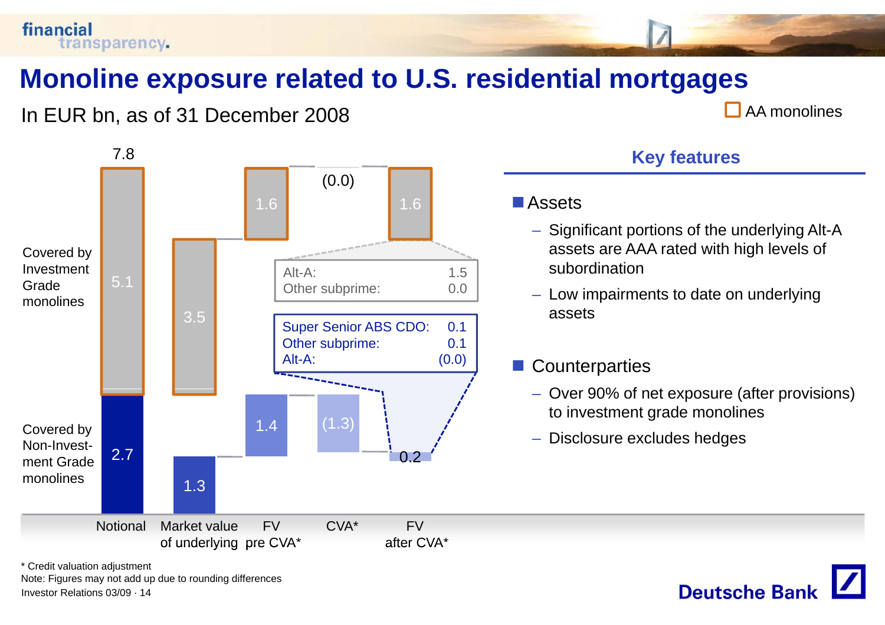# Monoline exposure related to U.S. residential mortgages

In EUR bn, as of 31 December 2008

AA monolines

| | Notional | Market value of underlying | FV pre CVA* | CVA* | FV after CVA* |
|---|---|---|---|---|---|
| Covered by Investment Grade monolines | 5.1 | 3.5 | 1.6 | (0.0) | 1.6 |
| Covered by Non-Investment Grade monolines | 2.7 | 1.3 | 1.4 | (1.3) | 0.2 |
| Total | 7.8 | | | | |

Investment Grade monolines FV after CVA* breakdown:

| | |
|---|---|
| Alt-A: | 1.5 |
| Other subprime: | 0.0 |

Non-Investment Grade monolines FV after CVA* breakdown:

| | |
|---|---|
| Super Senior ABS CDO: | 0.1 |
| Other subprime: | 0.1 |
| Alt-A: | (0.0) |

## Key features

- Assets
  - Significant portions of the underlying Alt-A assets are AAA rated with high levels of subordination
  - Low impairments to date on underlying assets
- Counterparties
  - Over 90% of net exposure (after provisions) to investment grade monolines
  - Disclosure excludes hedges

* Credit valuation adjustment

Note: Figures may not add up due to rounding differences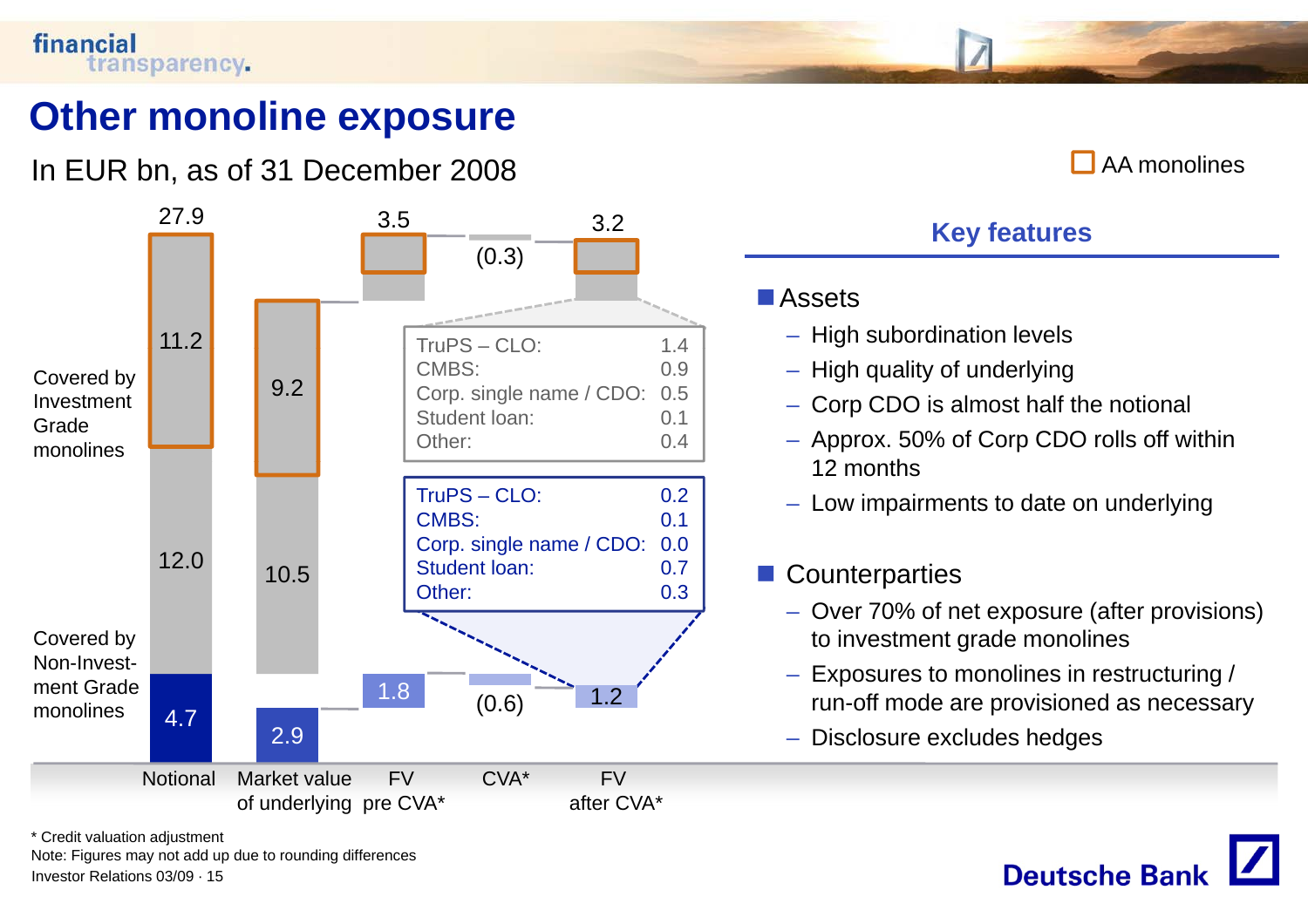# Other monoline exposure

In EUR bn, as of 31 December 2008

AA monolines

| | Notional | Market value of underlying | FV pre CVA* | CVA* | FV after CVA* |
|---|---|---|---|---|---|
| Covered by Investment Grade monolines (total) | 27.9 | | 3.5 | (0.3) | 3.2 |
| of which AA monolines | 11.2 | 9.2 | | | |
| of which other | 12.0 | 10.5 | | | |
| Covered by Non-Investment Grade monolines | 4.7 | 2.9 | 1.8 | (0.6) | 1.2 |

FV after CVA – Investment Grade monolines (3.2):

| | |
|---|---|
| TruPS – CLO: | 1.4 |
| CMBS: | 0.9 |
| Corp. single name / CDO: | 0.5 |
| Student loan: | 0.1 |
| Other: | 0.4 |

FV after CVA – Non-Investment Grade monolines (1.2):

| | |
|---|---|
| TruPS – CLO: | 0.2 |
| CMBS: | 0.1 |
| Corp. single name / CDO: | 0.0 |
| Student loan: | 0.7 |
| Other: | 0.3 |

## Key features

- **Assets**
  - High subordination levels
  - High quality of underlying
  - Corp CDO is almost half the notional
  - Approx. 50% of Corp CDO rolls off within 12 months
  - Low impairments to date on underlying
- **Counterparties**
  - Over 70% of net exposure (after provisions) to investment grade monolines
  - Exposures to monolines in restructuring / run-off mode are provisioned as necessary
  - Disclosure excludes hedges

\* Credit valuation adjustment

Note: Figures may not add up due to rounding differences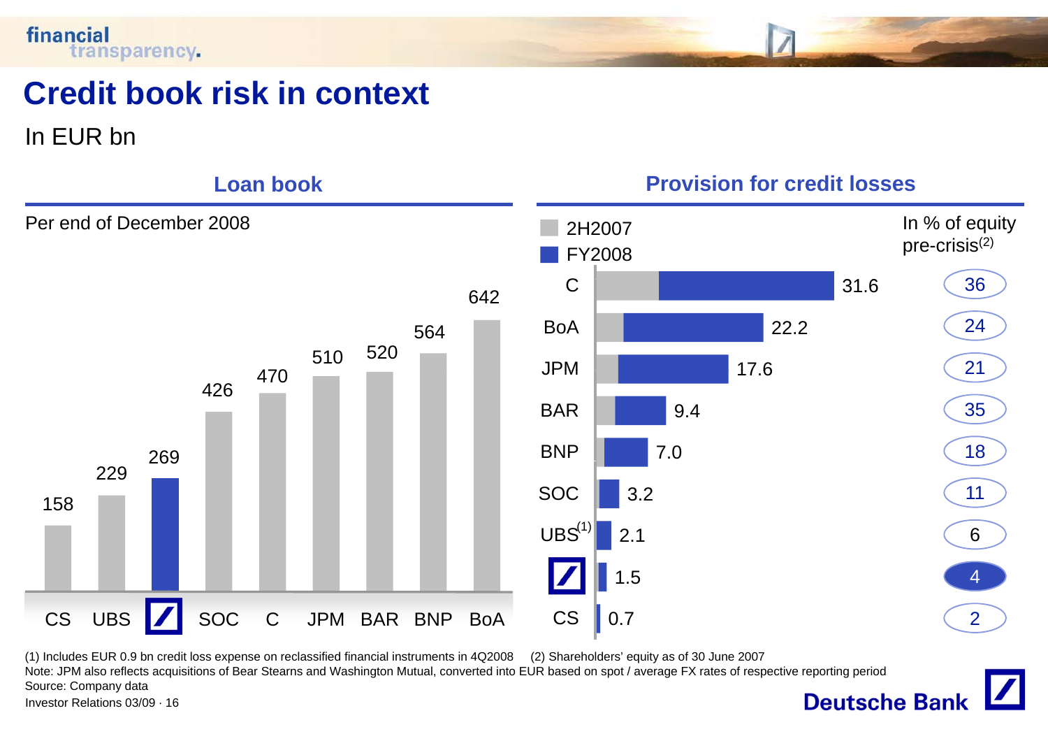# Credit book risk in context

In EUR bn

## Loan book

Per end of December 2008

| CS | UBS | Deutsche Bank | SOC | C | JPM | BAR | BNP | BoA |
|---|---|---|---|---|---|---|---|---|
| 158 | 229 | 269 | 426 | 470 | 510 | 520 | 564 | 642 |

## Provision for credit losses

2H2007 / FY2008

| | Provision for credit losses | In % of equity pre-crisis[(2)] |
|---|---|---|
| C | 31.6 | 36 |
| BoA | 22.2 | 24 |
| JPM | 17.6 | 21 |
| BAR | 9.4 | 35 |
| BNP | 7.0 | 18 |
| SOC | 3.2 | 11 |
| UBS[(1)] | 2.1 | 6 |
| Deutsche Bank | 1.5 | 4 |
| CS | 0.7 | 2 |

(1) Includes EUR 0.9 bn credit loss expense on reclassified financial instruments in 4Q2008 (2) Shareholders' equity as of 30 June 2007

Note: JPM also reflects acquisitions of Bear Stearns and Washington Mutual, converted into EUR based on spot / average FX rates of respective reporting period

Source: Company data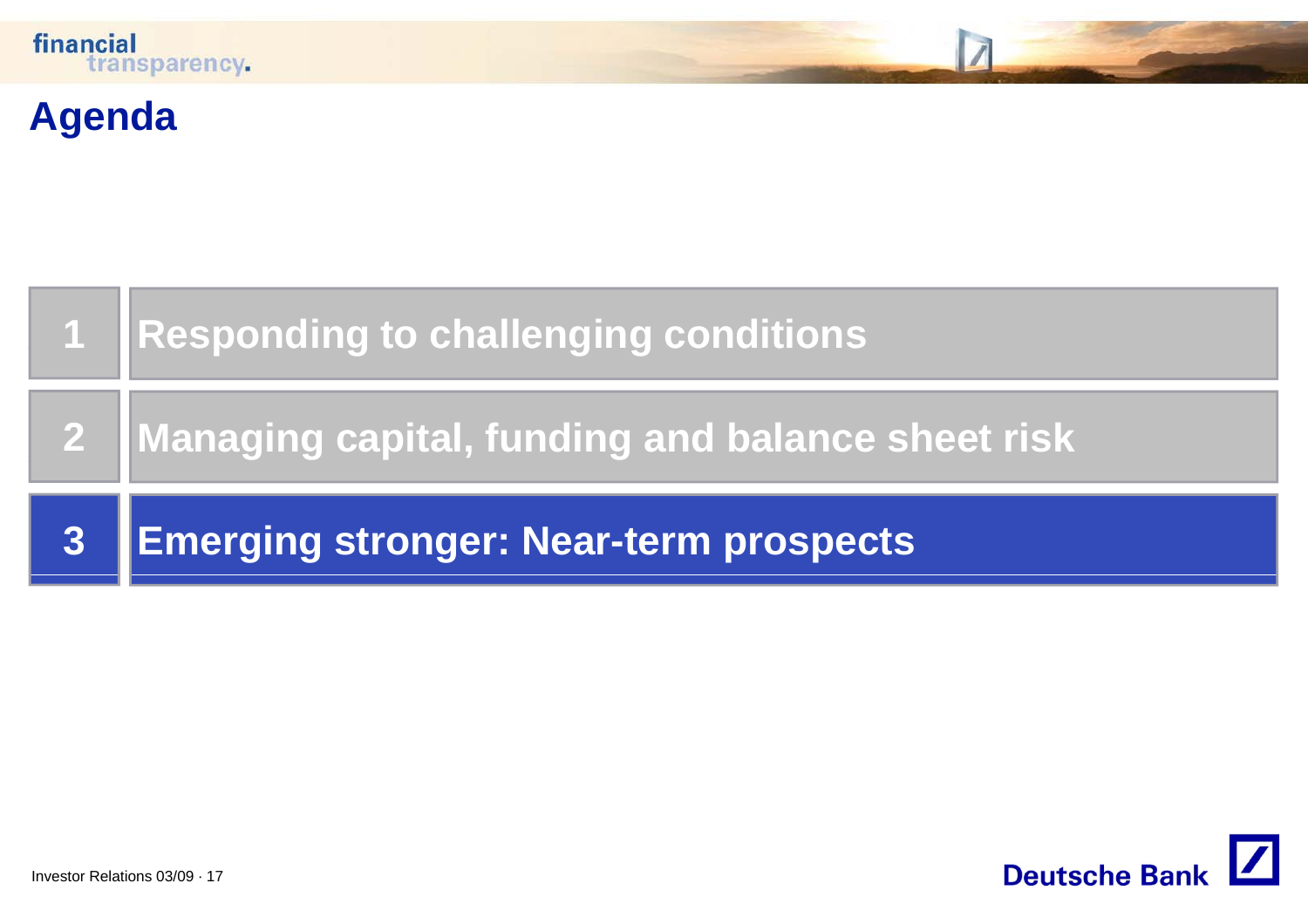# Agenda

1. Responding to challenging conditions
2. Managing capital, funding and balance sheet risk
3. **Emerging stronger: Near-term prospects**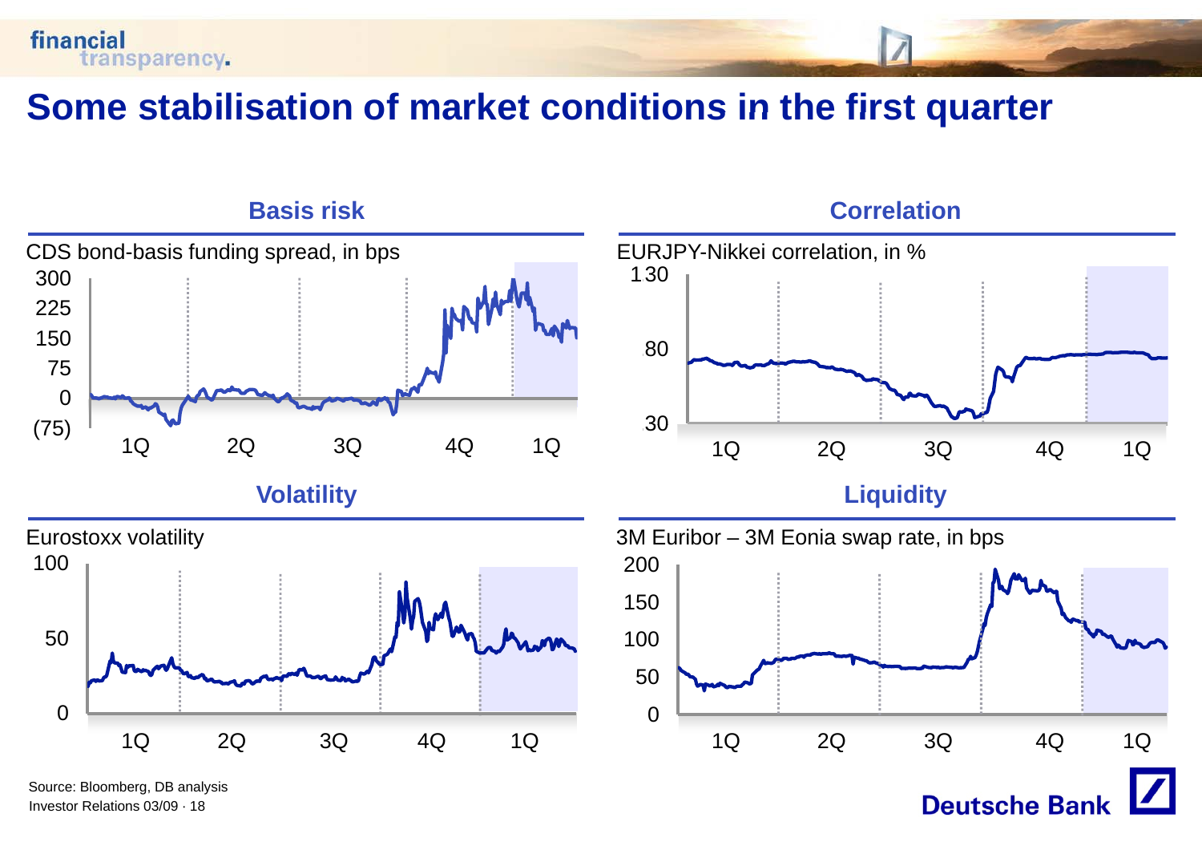# Some stabilisation of market conditions in the first quarter

## Basis risk

CDS bond-basis funding spread, in bps

300
225
150
75
0
(75)

1Q 2Q 3Q 4Q 1Q

## Correlation

EURJPY-Nikkei correlation, in %

130
80
30

1Q 2Q 3Q 4Q 1Q

## Volatility

Eurostoxx volatility

100
50
0

1Q 2Q 3Q 4Q 1Q

## Liquidity

3M Euribor – 3M Eonia swap rate, in bps

200
150
100
50
0

1Q 2Q 3Q 4Q 1Q

Source: Bloomberg, DB analysis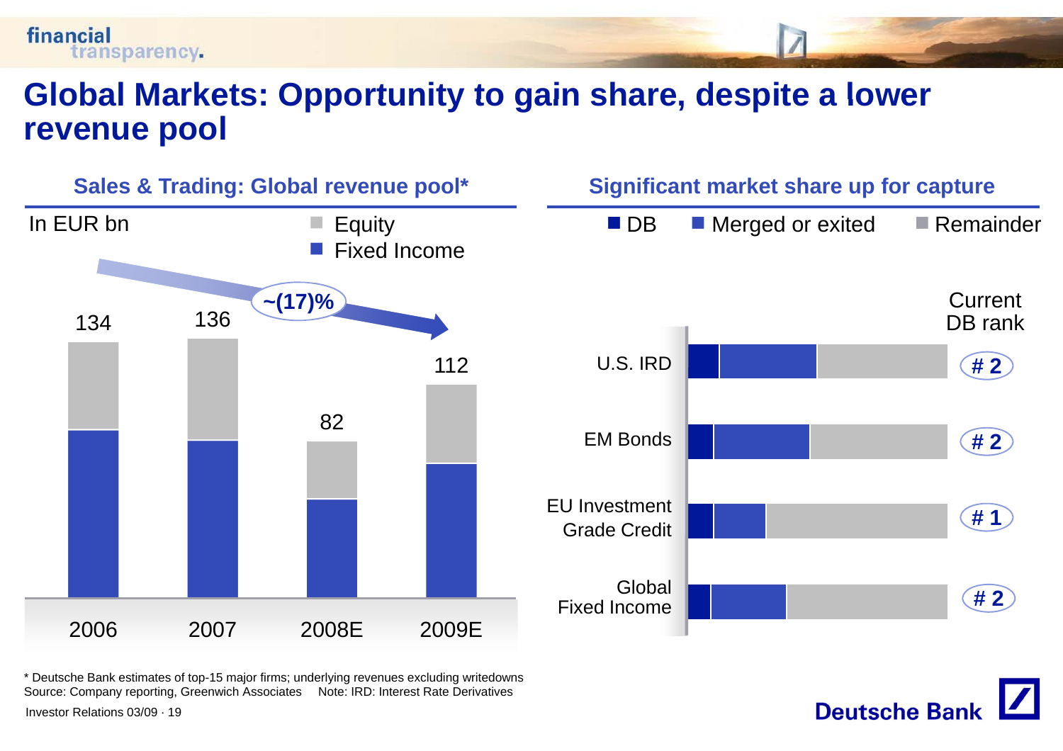# Global Markets: Opportunity to gain share, despite a lower revenue pool

## Sales & Trading: Global revenue pool*

In EUR bn

| | 2006 | 2007 | 2008E | 2009E |
|---|---|---|---|---|
| Total (Equity + Fixed Income) | 134 | 136 | 82 | 112 |

~(17)%

## Significant market share up for capture

Legend: DB, Merged or exited, Remainder

| | Current DB rank |
|---|---|
| U.S. IRD | # 2 |
| EM Bonds | # 2 |
| EU Investment Grade Credit | # 1 |
| Global Fixed Income | # 2 |

\* Deutsche Bank estimates of top-15 major firms; underlying revenues excluding writedowns

Source: Company reporting, Greenwich Associates  Note: IRD: Interest Rate Derivatives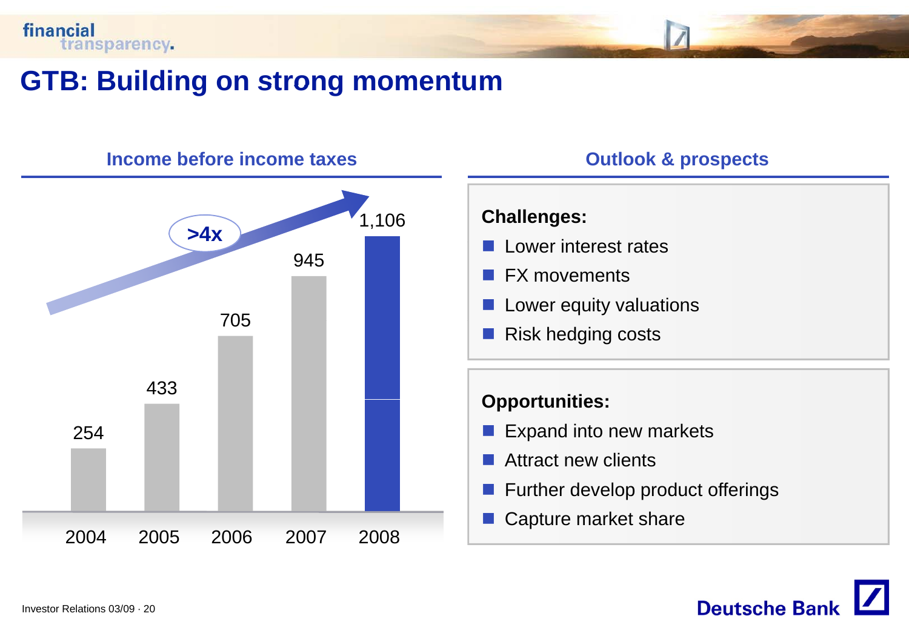# GTB: Building on strong momentum

## Income before income taxes

| 2004 | 2005 | 2006 | 2007 | 2008 |
|---|---|---|---|---|
| 254 | 433 | 705 | 945 | 1,106 |

>4x

## Outlook & prospects

**Challenges:**

- Lower interest rates
- FX movements
- Lower equity valuations
- Risk hedging costs

**Opportunities:**

- Expand into new markets
- Attract new clients
- Further develop product offerings
- Capture market share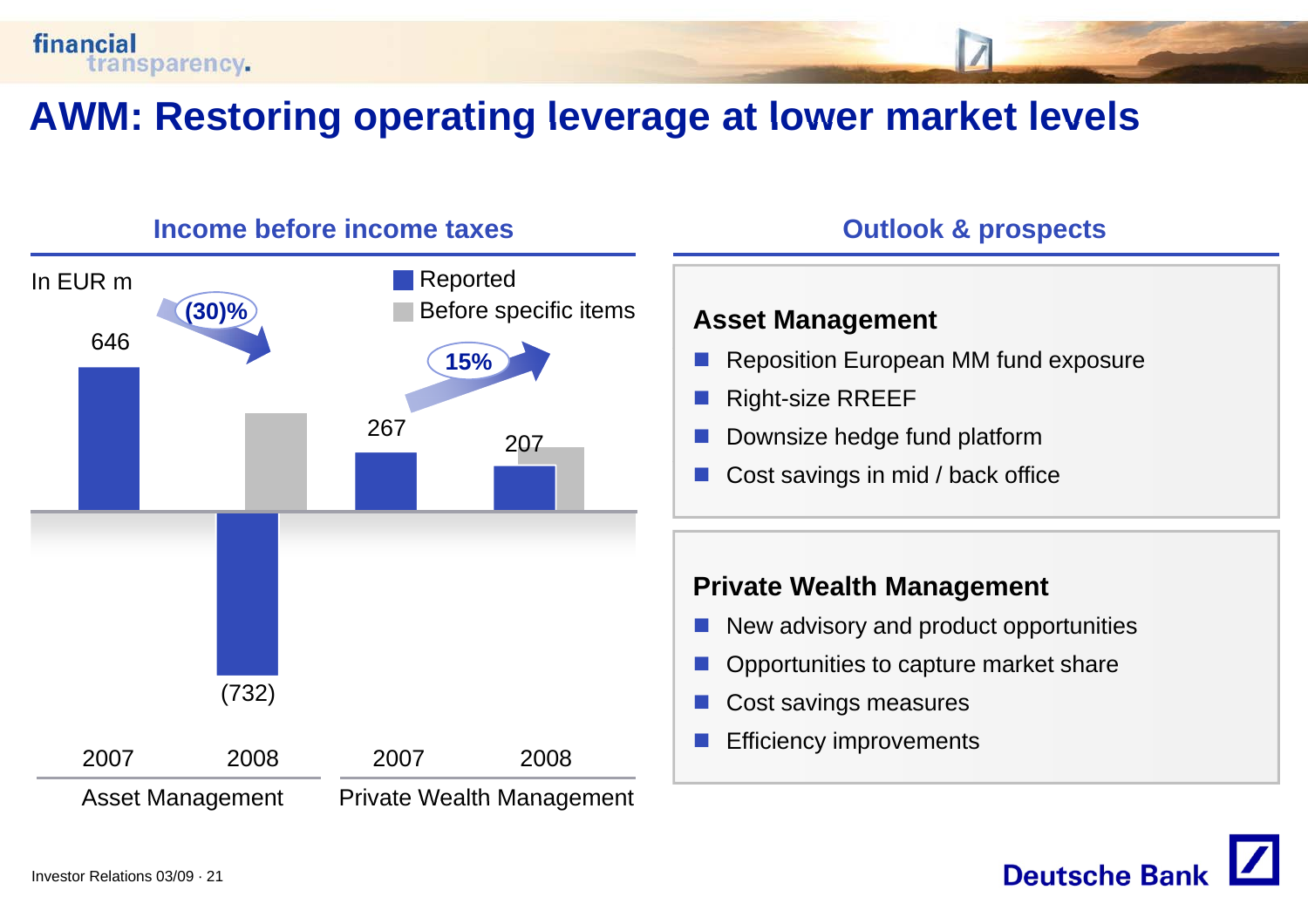# AWM: Restoring operating leverage at lower market levels

## Income before income taxes

In EUR m

| | Asset Management 2007 | Asset Management 2008 | Private Wealth Management 2007 | Private Wealth Management 2008 |
|---|---|---|---|---|
| Reported | 646 | (732) | 267 | 207 |

Legend: Reported; Before specific items

Asset Management: (30)%

Private Wealth Management: 15%

## Outlook & prospects

### Asset Management

- Reposition European MM fund exposure
- Right-size RREEF
- Downsize hedge fund platform
- Cost savings in mid / back office

### Private Wealth Management

- New advisory and product opportunities
- Opportunities to capture market share
- Cost savings measures
- Efficiency improvements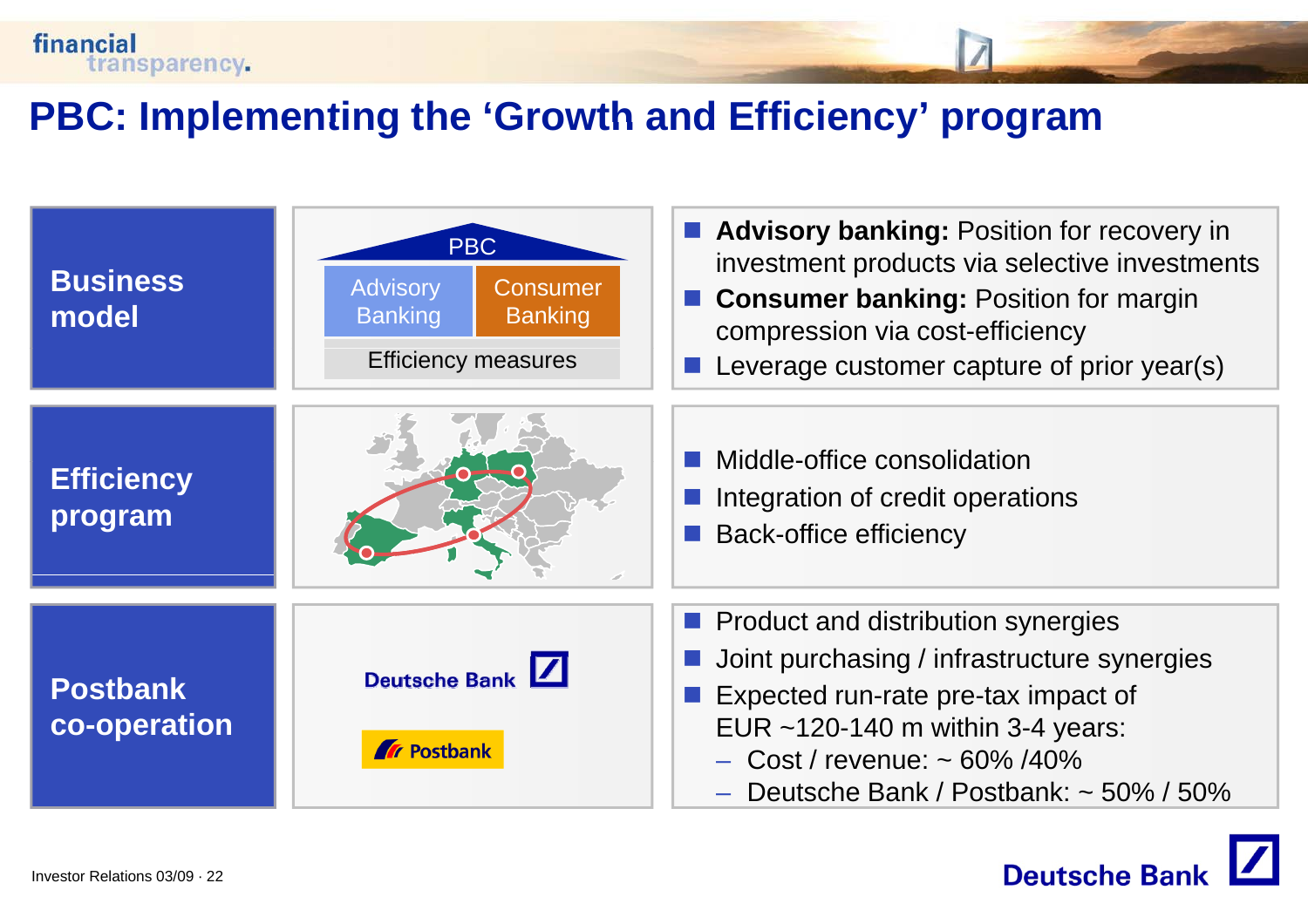# PBC: Implementing the 'Growth and Efficiency' program

## Business model

PBC

| Advisory Banking | Consumer Banking |
|---|---|
| Efficiency measures | |

- **Advisory banking:** Position for recovery in investment products via selective investments
- **Consumer banking:** Position for margin compression via cost-efficiency
- Leverage customer capture of prior year(s)

## Efficiency program

- Middle-office consolidation
- Integration of credit operations
- Back-office efficiency

## Postbank co-operation

Deutsche Bank

Postbank

- Product and distribution synergies
- Joint purchasing / infrastructure synergies
- Expected run-rate pre-tax impact of EUR ~120-140 m within 3-4 years:
  - Cost / revenue: ~ 60% /40%
  - Deutsche Bank / Postbank: ~ 50% / 50%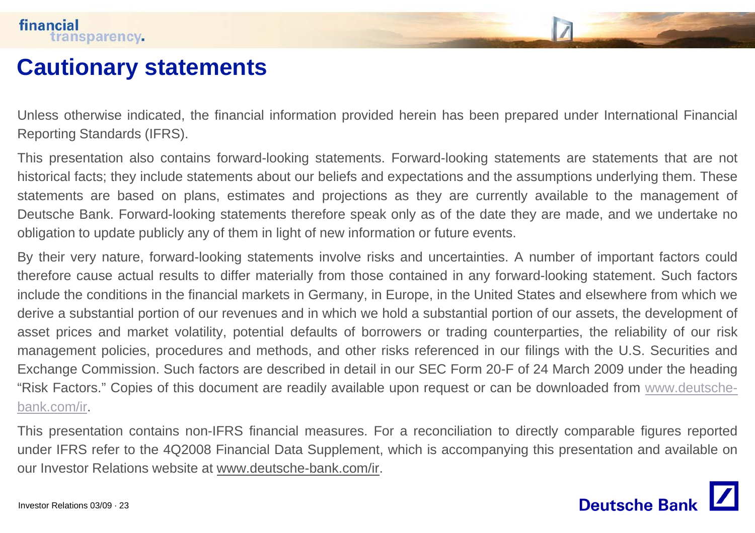# Cautionary statements

Unless otherwise indicated, the financial information provided herein has been prepared under International Financial Reporting Standards (IFRS).

This presentation also contains forward-looking statements. Forward-looking statements are statements that are not historical facts; they include statements about our beliefs and expectations and the assumptions underlying them. These statements are based on plans, estimates and projections as they are currently available to the management of Deutsche Bank. Forward-looking statements therefore speak only as of the date they are made, and we undertake no obligation to update publicly any of them in light of new information or future events.

By their very nature, forward-looking statements involve risks and uncertainties. A number of important factors could therefore cause actual results to differ materially from those contained in any forward-looking statement. Such factors include the conditions in the financial markets in Germany, in Europe, in the United States and elsewhere from which we derive a substantial portion of our revenues and in which we hold a substantial portion of our assets, the development of asset prices and market volatility, potential defaults of borrowers or trading counterparties, the reliability of our risk management policies, procedures and methods, and other risks referenced in our filings with the U.S. Securities and Exchange Commission. Such factors are described in detail in our SEC Form 20-F of 24 March 2009 under the heading "Risk Factors." Copies of this document are readily available upon request or can be downloaded from www.deutsche-bank.com/ir.

This presentation contains non-IFRS financial measures. For a reconciliation to directly comparable figures reported under IFRS refer to the 4Q2008 Financial Data Supplement, which is accompanying this presentation and available on our Investor Relations website at www.deutsche-bank.com/ir.